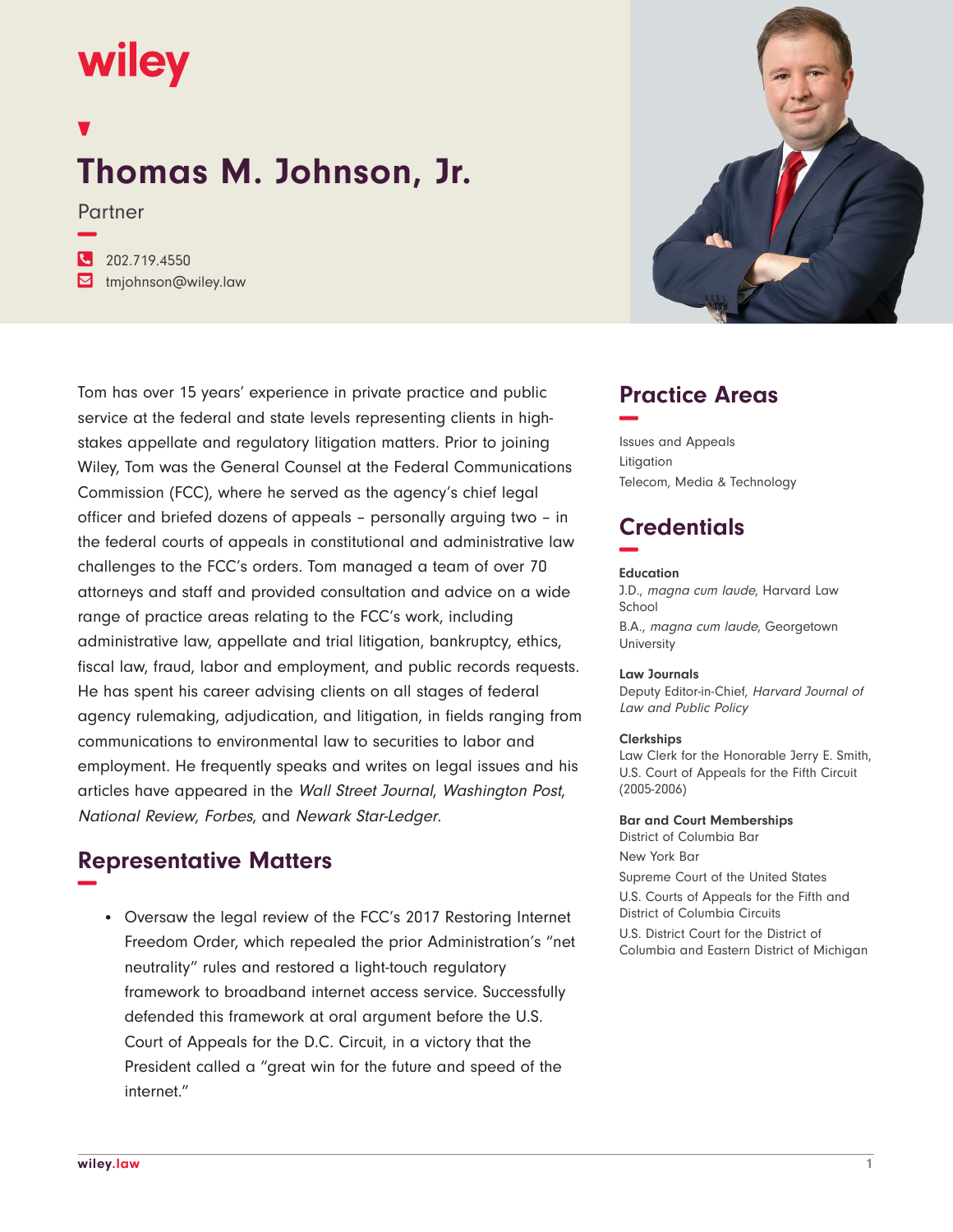wiley

# Thomas M. Johnson, Jr.

Partner

202.719.4550
tmjohnson@wiley.law

Tom has over 15 years' experience in private practice and public service at the federal and state levels representing clients in high-stakes appellate and regulatory litigation matters. Prior to joining Wiley, Tom was the General Counsel at the Federal Communications Commission (FCC), where he served as the agency's chief legal officer and briefed dozens of appeals – personally arguing two – in the federal courts of appeals in constitutional and administrative law challenges to the FCC's orders. Tom managed a team of over 70 attorneys and staff and provided consultation and advice on a wide range of practice areas relating to the FCC's work, including administrative law, appellate and trial litigation, bankruptcy, ethics, fiscal law, fraud, labor and employment, and public records requests. He has spent his career advising clients on all stages of federal agency rulemaking, adjudication, and litigation, in fields ranging from communications to environmental law to securities to labor and employment. He frequently speaks and writes on legal issues and his articles have appeared in the *Wall Street Journal*, *Washington Post*, *National Review*, *Forbes*, and *Newark Star-Ledger*.

## Representative Matters

- Oversaw the legal review of the FCC's 2017 Restoring Internet Freedom Order, which repealed the prior Administration's "net neutrality" rules and restored a light-touch regulatory framework to broadband internet access service. Successfully defended this framework at oral argument before the U.S. Court of Appeals for the D.C. Circuit, in a victory that the President called a "great win for the future and speed of the internet."

## Practice Areas

Issues and Appeals
Litigation
Telecom, Media & Technology

## Credentials

### Education

J.D., *magna cum laude*, Harvard Law School

B.A., *magna cum laude*, Georgetown University

### Law Journals

Deputy Editor-in-Chief, *Harvard Journal of Law and Public Policy*

### Clerkships

Law Clerk for the Honorable Jerry E. Smith, U.S. Court of Appeals for the Fifth Circuit (2005-2006)

### Bar and Court Memberships

District of Columbia Bar

New York Bar

Supreme Court of the United States

U.S. Courts of Appeals for the Fifth and District of Columbia Circuits

U.S. District Court for the District of Columbia and Eastern District of Michigan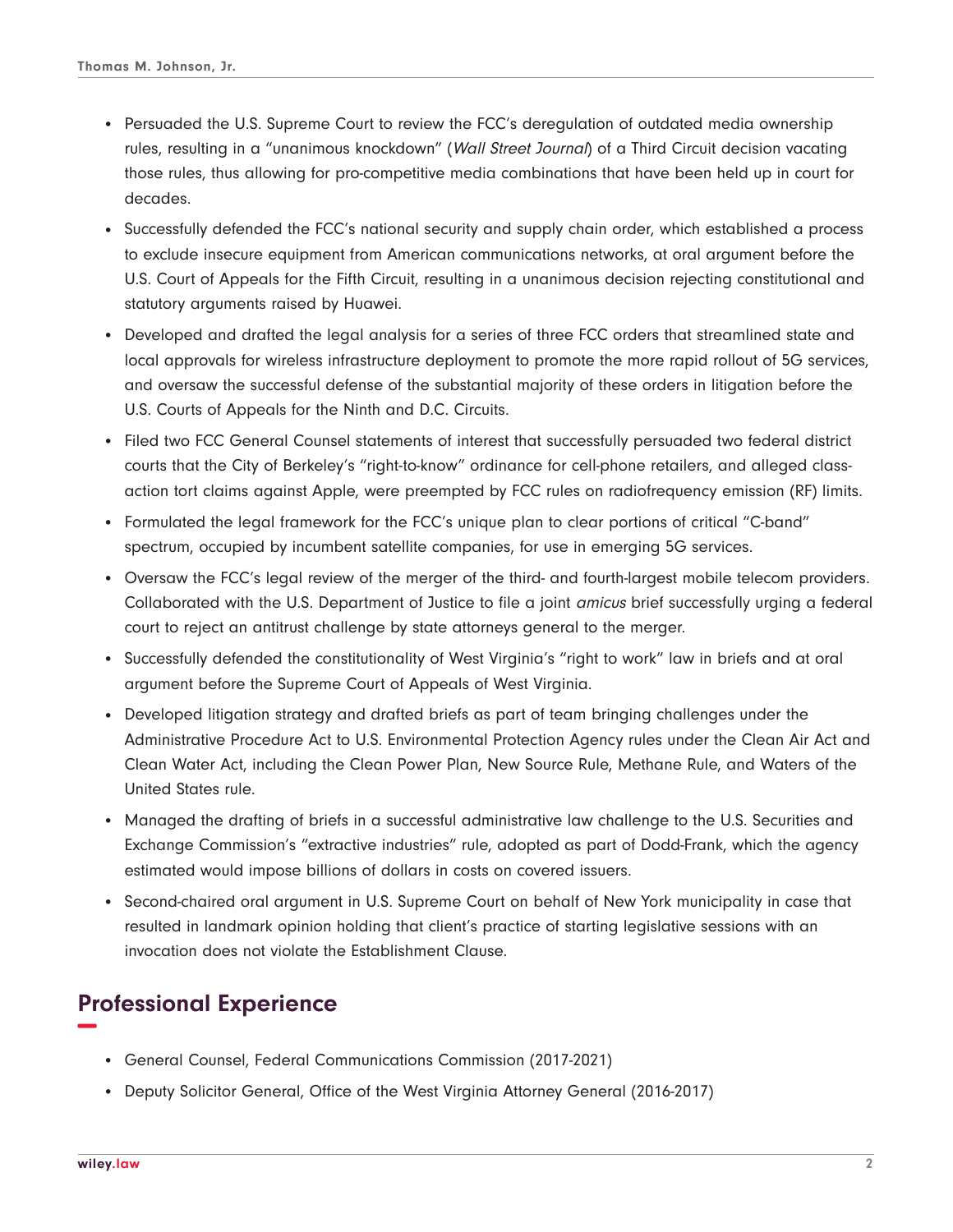- Persuaded the U.S. Supreme Court to review the FCC's deregulation of outdated media ownership rules, resulting in a "unanimous knockdown" (*Wall Street Journal*) of a Third Circuit decision vacating those rules, thus allowing for pro-competitive media combinations that have been held up in court for decades.
- Successfully defended the FCC's national security and supply chain order, which established a process to exclude insecure equipment from American communications networks, at oral argument before the U.S. Court of Appeals for the Fifth Circuit, resulting in a unanimous decision rejecting constitutional and statutory arguments raised by Huawei.
- Developed and drafted the legal analysis for a series of three FCC orders that streamlined state and local approvals for wireless infrastructure deployment to promote the more rapid rollout of 5G services, and oversaw the successful defense of the substantial majority of these orders in litigation before the U.S. Courts of Appeals for the Ninth and D.C. Circuits.
- Filed two FCC General Counsel statements of interest that successfully persuaded two federal district courts that the City of Berkeley's "right-to-know" ordinance for cell-phone retailers, and alleged class-action tort claims against Apple, were preempted by FCC rules on radiofrequency emission (RF) limits.
- Formulated the legal framework for the FCC's unique plan to clear portions of critical "C-band" spectrum, occupied by incumbent satellite companies, for use in emerging 5G services.
- Oversaw the FCC's legal review of the merger of the third- and fourth-largest mobile telecom providers. Collaborated with the U.S. Department of Justice to file a joint *amicus* brief successfully urging a federal court to reject an antitrust challenge by state attorneys general to the merger.
- Successfully defended the constitutionality of West Virginia's "right to work" law in briefs and at oral argument before the Supreme Court of Appeals of West Virginia.
- Developed litigation strategy and drafted briefs as part of team bringing challenges under the Administrative Procedure Act to U.S. Environmental Protection Agency rules under the Clean Air Act and Clean Water Act, including the Clean Power Plan, New Source Rule, Methane Rule, and Waters of the United States rule.
- Managed the drafting of briefs in a successful administrative law challenge to the U.S. Securities and Exchange Commission's "extractive industries" rule, adopted as part of Dodd-Frank, which the agency estimated would impose billions of dollars in costs on covered issuers.
- Second-chaired oral argument in U.S. Supreme Court on behalf of New York municipality in case that resulted in landmark opinion holding that client's practice of starting legislative sessions with an invocation does not violate the Establishment Clause.

## Professional Experience

- General Counsel, Federal Communications Commission (2017-2021)
- Deputy Solicitor General, Office of the West Virginia Attorney General (2016-2017)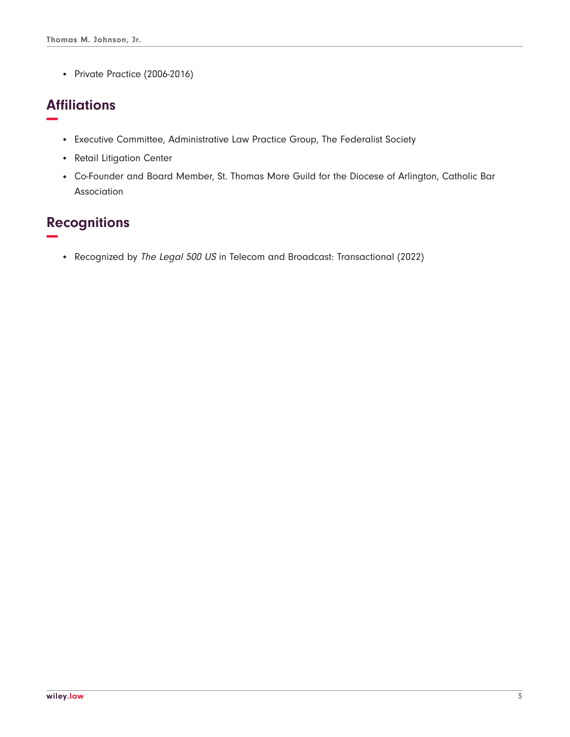- Private Practice (2006-2016)

## Affiliations

- Executive Committee, Administrative Law Practice Group, The Federalist Society
- Retail Litigation Center
- Co-Founder and Board Member, St. Thomas More Guild for the Diocese of Arlington, Catholic Bar Association

## Recognitions

- Recognized by *The Legal 500 US* in Telecom and Broadcast: Transactional (2022)